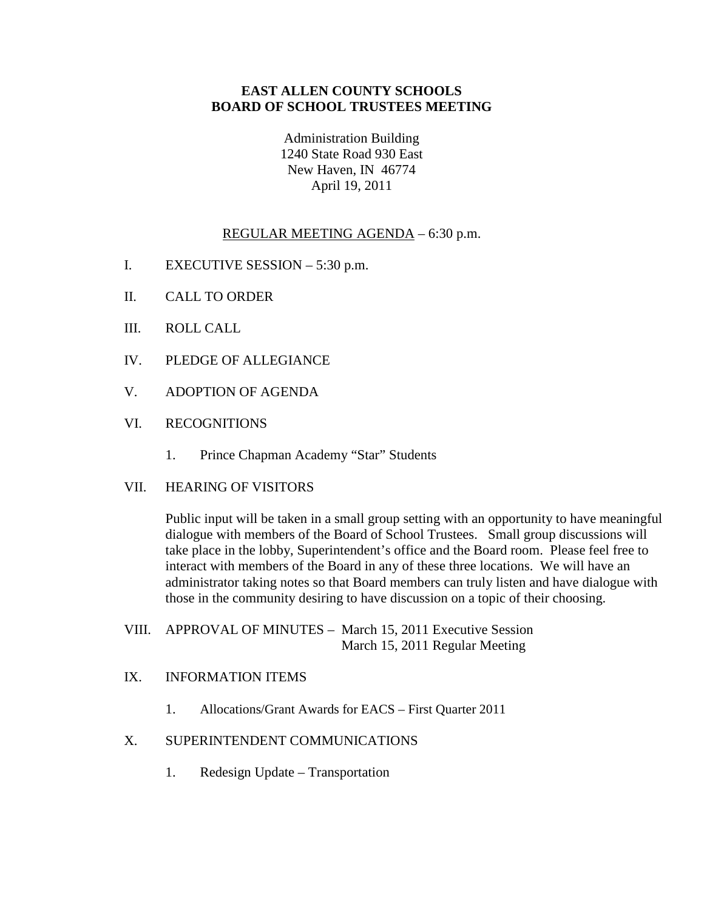**EAST ALLEN COUNTY SCHOOLS**
**BOARD OF SCHOOL TRUSTEES MEETING**

Administration Building
1240 State Road 930 East
New Haven, IN 46774
April 19, 2011

REGULAR MEETING AGENDA – 6:30 p.m.

I. EXECUTIVE SESSION – 5:30 p.m.

II. CALL TO ORDER

III. ROLL CALL

IV. PLEDGE OF ALLEGIANCE

V. ADOPTION OF AGENDA

VI. RECOGNITIONS

1. Prince Chapman Academy "Star" Students

VII. HEARING OF VISITORS

Public input will be taken in a small group setting with an opportunity to have meaningful dialogue with members of the Board of School Trustees. Small group discussions will take place in the lobby, Superintendent's office and the Board room. Please feel free to interact with members of the Board in any of these three locations. We will have an administrator taking notes so that Board members can truly listen and have dialogue with those in the community desiring to have discussion on a topic of their choosing.

VIII. APPROVAL OF MINUTES – March 15, 2011 Executive Session
March 15, 2011 Regular Meeting

IX. INFORMATION ITEMS

1. Allocations/Grant Awards for EACS – First Quarter 2011

X. SUPERINTENDENT COMMUNICATIONS

1. Redesign Update – Transportation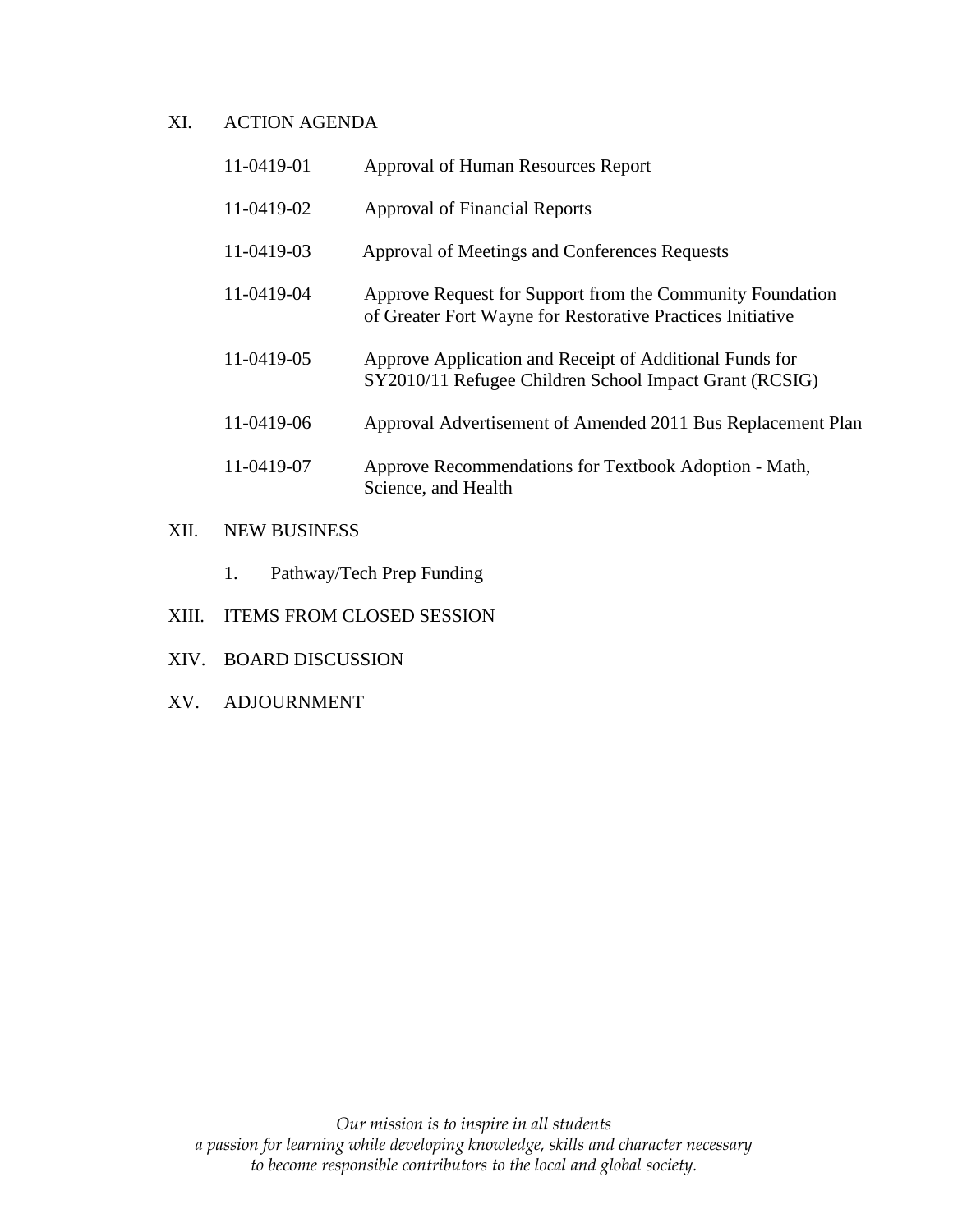## XI. ACTION AGENDA

| | |
|---|---|
| 11-0419-01 | Approval of Human Resources Report |
| 11-0419-02 | Approval of Financial Reports |
| 11-0419-03 | Approval of Meetings and Conferences Requests |
| 11-0419-04 | Approve Request for Support from the Community Foundation of Greater Fort Wayne for Restorative Practices Initiative |
| 11-0419-05 | Approve Application and Receipt of Additional Funds for SY2010/11 Refugee Children School Impact Grant (RCSIG) |
| 11-0419-06 | Approval Advertisement of Amended 2011 Bus Replacement Plan |
| 11-0419-07 | Approve Recommendations for Textbook Adoption - Math, Science, and Health |

## XII. NEW BUSINESS

1. Pathway/Tech Prep Funding

## XIII. ITEMS FROM CLOSED SESSION

## XIV. BOARD DISCUSSION

## XV. ADJOURNMENT

*Our mission is to inspire in all students a passion for learning while developing knowledge, skills and character necessary to become responsible contributors to the local and global society.*